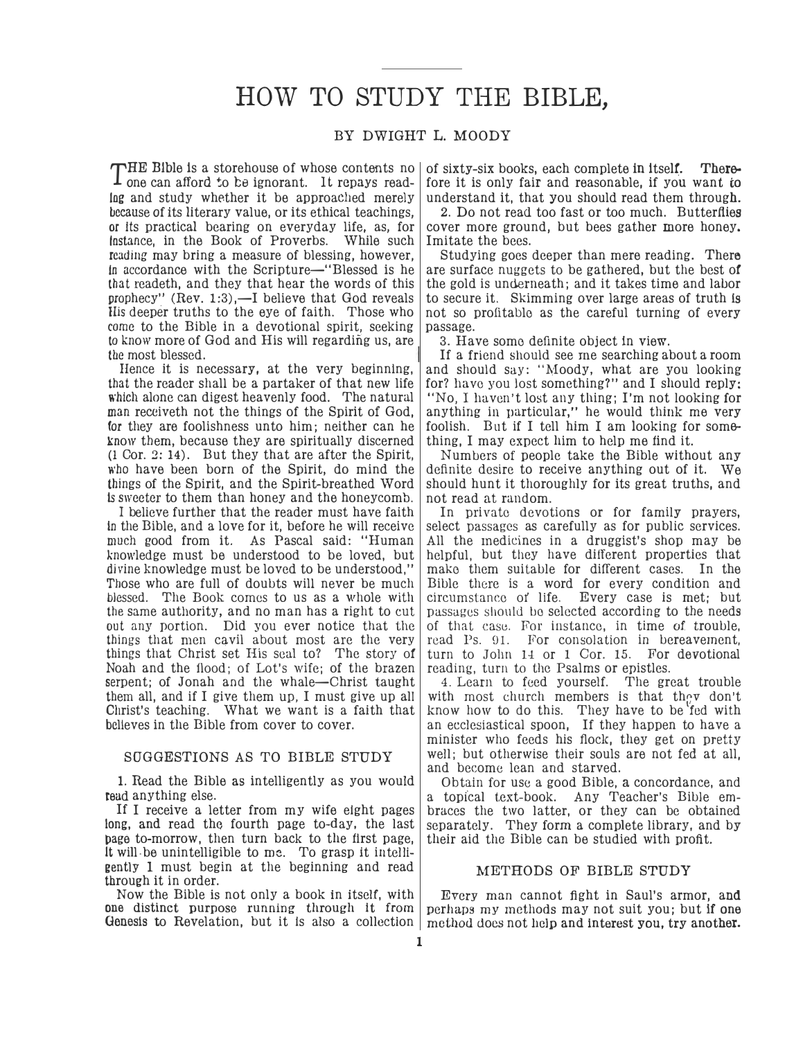# HOW TO STUDY THE BIBLE,

BY DWIGHT L. MOODY

THE Bible is a storehouse of whose contents no one can afford to be ignorant. It repays reading and study whether it be approached merely because of its literary value, or its ethical teachings, or its practical bearing on everyday life, as, for instance, in the Book of Proverbs. While such reading may bring a measure of blessing, however, in accordance with the Scripture—"Blessed is he that readeth, and they that hear the words of this prophecy" (Rev. 1:3),—I believe that God reveals His deeper truths to the eye of faith. Those who come to the Bible in a devotional spirit, seeking to know more of God and His will regarding us, are the most blessed.

Hence it is necessary, at the very beginning, that the reader shall be a partaker of that new life which alone can digest heavenly food. The natural man receiveth not the things of the Spirit of God, for they are foolishness unto him; neither can he know them, because they are spiritually discerned (1 Cor. 2: 14). But they that are after the Spirit, who have been born of the Spirit, do mind the things of the Spirit, and the Spirit-breathed Word is sweeter to them than honey and the honeycomb.

I believe further that the reader must have faith in the Bible, and a love for it, before he will receive much good from it. As Pascal said: "Human knowledge must be understood to be loved, but divine knowledge must be loved to be understood." Those who are full of doubts will never be much blessed. The Book comes to us as a whole with the same authority, and no man has a right to cut out any portion. Did you ever notice that the things that men cavil about most are the very things that Christ set His seal to? The story of Noah and the flood; of Lot's wife; of the brazen serpent; of Jonah and the whale—Christ taught them all, and if I give them up, I must give up all Christ's teaching. What we want is a faith that believes in the Bible from cover to cover.

## SUGGESTIONS AS TO BIBLE STUDY

1. Read the Bible as intelligently as you would read anything else.

If I receive a letter from my wife eight pages long, and read the fourth page to-day, the last page to-morrow, then turn back to the first page, it will be unintelligible to me. To grasp it intelligently I must begin at the beginning and read through it in order.

Now the Bible is not only a book in itself, with one distinct purpose running through it from Genesis to Revelation, but it is also a collection of sixty-six books, each complete in itself. Therefore it is only fair and reasonable, if you want to understand it, that you should read them through.

2. Do not read too fast or too much. Butterflies cover more ground, but bees gather more honey. Imitate the bees.

Studying goes deeper than mere reading. There are surface nuggets to be gathered, but the best of the gold is underneath; and it takes time and labor to secure it. Skimming over large areas of truth is not so profitable as the careful turning of every passage.

3. Have some definite object in view.

If a friend should see me searching about a room and should say: "Moody, what are you looking for? have you lost something?" and I should reply: "No, I haven't lost any thing; I'm not looking for anything in particular," he would think me very foolish. But if I tell him I am looking for something, I may expect him to help me find it.

Numbers of people take the Bible without any definite desire to receive anything out of it. We should hunt it thoroughly for its great truths, and not read at random.

In private devotions or for family prayers, select passages as carefully as for public services. All the medicines in a druggist's shop may be helpful, but they have different properties that make them suitable for different cases. In the Bible there is a word for every condition and circumstance of life. Every case is met; but passages should be selected according to the needs of that case. For instance, in time of trouble, read Ps. 91. For consolation in bereavement, turn to John 14 or 1 Cor. 15. For devotional reading, turn to the Psalms or epistles.

4. Learn to feed yourself. The great trouble with most church members is that they don't know how to do this. They have to be fed with an ecclesiastical spoon, If they happen to have a minister who feeds his flock, they get on pretty well; but otherwise their souls are not fed at all, and become lean and starved.

Obtain for use a good Bible, a concordance, and a topical text-book. Any Teacher's Bible embraces the two latter, or they can be obtained separately. They form a complete library, and by their aid the Bible can be studied with profit.

## METHODS OF BIBLE STUDY

Every man cannot fight in Saul's armor, and perhaps my methods may not suit you; but if one method does not help and interest you, try another.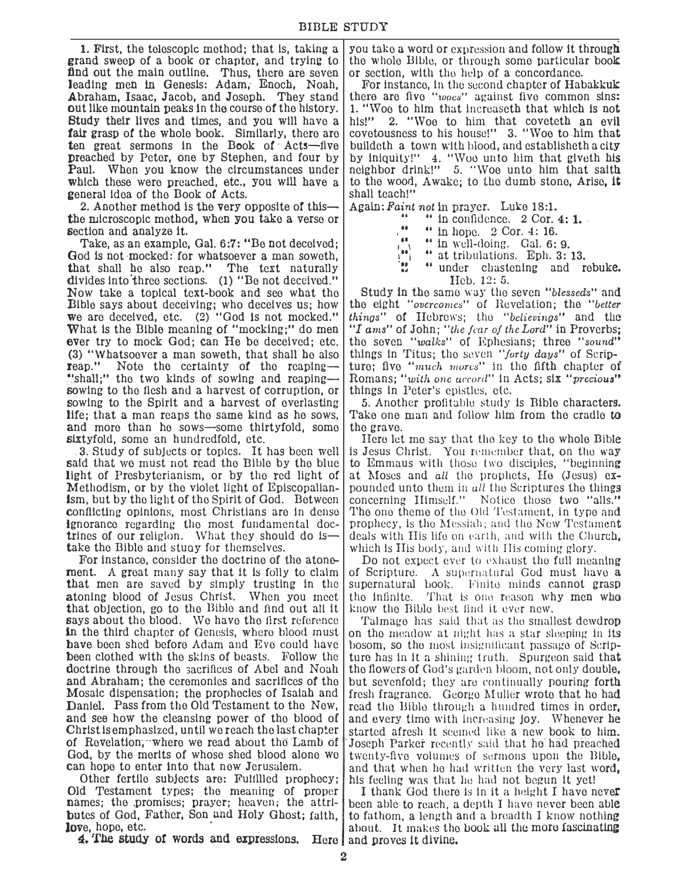1. First, the telescopic method; that is, taking a grand sweep of a book or chapter, and trying to find out the main outline. Thus, there are seven leading men in Genesis: Adam, Enoch, Noah, Abraham, Isaac, Jacob, and Joseph. They stand out like mountain peaks in the course of the history. Study their lives and times, and you will have a fair grasp of the whole book. Similarly, there are ten great sermons in the Book of Acts—five preached by Peter, one by Stephen, and four by Paul. When you know the circumstances under which these were preached, etc., you will have a general idea of the Book of Acts.

2. Another method is the very opposite of this—the microscopic method, when you take a verse or section and analyze it.

Take, as an example, Gal. 6:7: "Be not deceived; God is not mocked: for whatsoever a man soweth, that shall he also reap." The text naturally divides into three sections. (1) "Be not deceived." Now take a topical text-book and see what the Bible says about deceiving; who deceives us; how we are deceived, etc. (2) "God is not mocked." What is the Bible meaning of "mocking;" do men ever try to mock God; can He be deceived; etc. (3) "Whatsoever a man soweth, that shall he also reap." Note the certainty of the reaping—"shall;" the two kinds of sowing and reaping—sowing to the flesh and a harvest of corruption, or sowing to the Spirit and a harvest of everlasting life; that a man reaps the same kind as he sows, and more than he sows—some thirtyfold, some sixtyfold, some an hundredfold, etc.

3. Study of subjects or topics. It has been well said that we must not read the Bible by the blue light of Presbyterianism, or by the red light of Methodism, or by the violet light of Episcopalianism, but by the light of the Spirit of God. Between conflicting opinions, most Christians are in dense ignorance regarding the most fundamental doctrines of our religion. What they should do is—take the Bible and study for themselves.

For instance, consider the doctrine of the atonement. A great many say that it is folly to claim that men are saved by simply trusting in the atoning blood of Jesus Christ. When you meet that objection, go to the Bible and find out all it says about the blood. We have the first reference in the third chapter of Genesis, where blood must have been shed before Adam and Eve could have been clothed with the skins of beasts. Follow the doctrine through the sacrifices of Abel and Noah and Abraham; the ceremonies and sacrifices of the Mosaic dispensation; the prophecies of Isaiah and Daniel. Pass from the Old Testament to the New, and see how the cleansing power of the blood of Christ is emphasized, until we reach the last chapter of Revelation, where we read about the Lamb of God, by the merits of whose shed blood alone we can hope to enter into that new Jerusalem.

Other fertile subjects are: Fulfilled prophecy; Old Testament types; the meaning of proper names; the promises; prayer; heaven; the attributes of God, Father, Son and Holy Ghost; faith, love, hope, etc.

**4. The study of words and expressions.** Here you take a word or expression and follow it through the whole Bible, or through some particular book or section, with the help of a concordance.

For instance, in the second chapter of Habakkuk there are five "*woes*" against five common sins: 1. "Woe to him that increaseth that which is not his!" 2. "Woe to him that coveteth an evil covetousness to his house!" 3. "Woe to him that buildeth a town with blood, and establisheth a city by iniquity!" 4. "Woe unto him that giveth his neighbor drink!" 5. "Woe unto him that saith to the wood, Awake; to the dumb stone, Arise, it shall teach!"

Again: *Faint not* in prayer. Luke 18:1.
" " in confidence. 2 Cor. 4: 1.
" " in hope. 2 Cor. 4: 16.
" " in well-doing. Gal. 6: 9.
" " at tribulations. Eph. 3: 13.
" " under chastening and rebuke. Heb. 12: 5.

Study in the same way the seven "*blesseds*" and the eight "*overcomes*" of Revelation; the "*better things*" of Hebrews; the "*believings*" and the "*I ams*" of John; "*the fear of the Lord*" in Proverbs; the seven "*walks*" of Ephesians; three "*sound*" things in Titus; the seven "*forty days*" of Scripture; five "*much mores*" in the fifth chapter of Romans; "*with one accord*" in Acts; six "*precious*" things in Peter's epistles, etc.

5. Another profitable study is Bible characters. Take one man and follow him from the cradle to the grave.

Here let me say that the key to the whole Bible is Jesus Christ. You remember that, on the way to Emmaus with those two disciples, "beginning at Moses and *all* the prophets, He (Jesus) expounded unto them in *all* the Scriptures the things concerning Himself." Notice those two "alls." The one theme of the Old Testament, in type and prophecy, is the Messiah; and the New Testament deals with His life on earth, and with the Church, which is His body, and with His coming glory.

Do not expect ever to exhaust the full meaning of Scripture. A supernatural God must have a supernatural book. Finite minds cannot grasp the infinite. That is one reason why men who know the Bible best find it ever new.

Talmage has said that as the smallest dewdrop on the meadow at night has a star sleeping in its bosom, so the most insignificant passage of Scripture has in it a shining truth. Spurgeon said that the flowers of God's garden bloom, not only double, but sevenfold; they are continually pouring forth fresh fragrance. George Muller wrote that he had read the Bible through a hundred times in order, and every time with increasing joy. Whenever he started afresh it seemed like a new book to him. Joseph Parker recently said that he had preached twenty-five volumes of sermons upon the Bible, and that when he had written the very last word, his feeling was that he had not begun it yet!

I thank God there is in it a height I have never been able to reach, a depth I have never been able to fathom, a length and a breadth I know nothing about. It makes the book all the more fascinating and proves it divine.